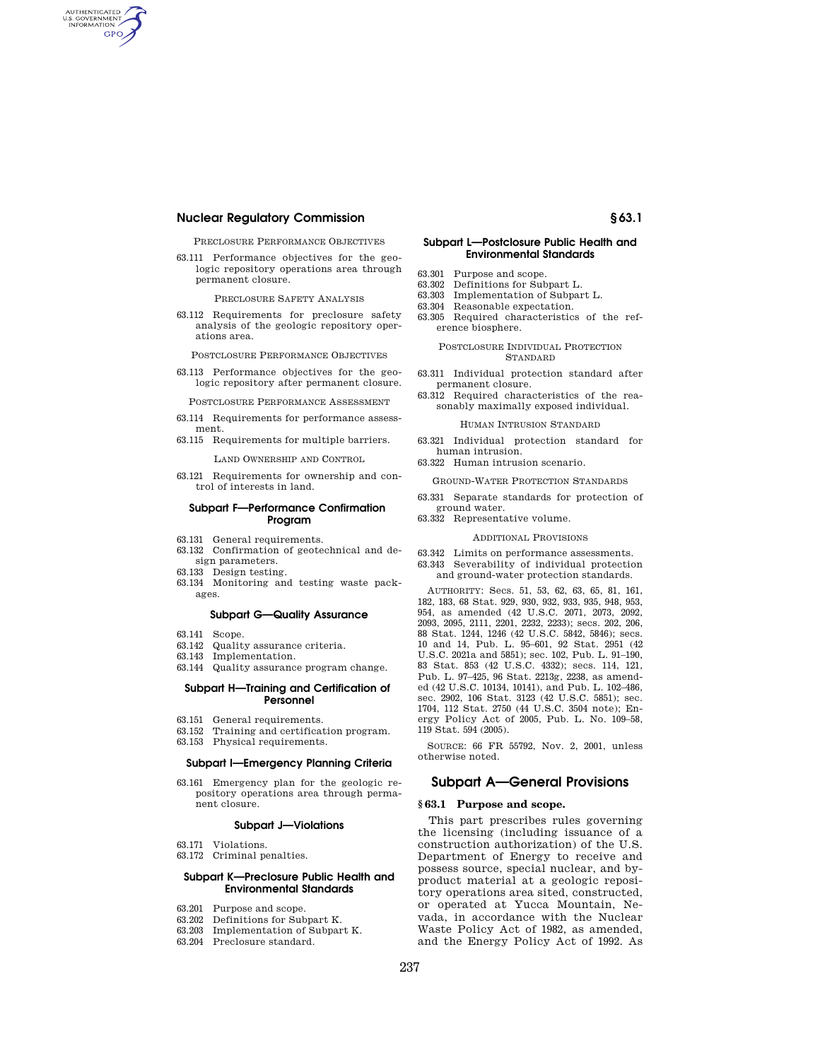PRECLOSURE PERFORMANCE OBJECTIVES

63.111 Performance objectives for the geologic repository operations area through permanent closure.

PRECLOSURE SAFETY ANALYSIS

63.112 Requirements for preclosure safety analysis of the geologic repository operations area.

POSTCLOSURE PERFORMANCE OBJECTIVES

63.113 Performance objectives for the geologic repository after permanent closure.

POSTCLOSURE PERFORMANCE ASSESSMENT

63.114 Requirements for performance assessment.
63.115 Requirements for multiple barriers.

LAND OWNERSHIP AND CONTROL

63.121 Requirements for ownership and control of interests in land.

### Subpart F—Performance Confirmation Program

63.131 General requirements.
63.132 Confirmation of geotechnical and design parameters.
63.133 Design testing.
63.134 Monitoring and testing waste packages.

### Subpart G—Quality Assurance

63.141 Scope.
63.142 Quality assurance criteria.
63.143 Implementation.
63.144 Quality assurance program change.

### Subpart H—Training and Certification of Personnel

63.151 General requirements.
63.152 Training and certification program.
63.153 Physical requirements.

### Subpart I—Emergency Planning Criteria

63.161 Emergency plan for the geologic repository operations area through permanent closure.

### Subpart J—Violations

63.171 Violations.
63.172 Criminal penalties.

### Subpart K—Preclosure Public Health and Environmental Standards

63.201 Purpose and scope.
63.202 Definitions for Subpart K.
63.203 Implementation of Subpart K.
63.204 Preclosure standard.

### Subpart L—Postclosure Public Health and Environmental Standards

63.301 Purpose and scope.
63.302 Definitions for Subpart L.
63.303 Implementation of Subpart L.
63.304 Reasonable expectation.
63.305 Required characteristics of the reference biosphere.

POSTCLOSURE INDIVIDUAL PROTECTION STANDARD

63.311 Individual protection standard after permanent closure.
63.312 Required characteristics of the reasonably maximally exposed individual.

HUMAN INTRUSION STANDARD

63.321 Individual protection standard for human intrusion.
63.322 Human intrusion scenario.

GROUND-WATER PROTECTION STANDARDS

63.331 Separate standards for protection of ground water.
63.332 Representative volume.

ADDITIONAL PROVISIONS

63.342 Limits on performance assessments.
63.343 Severability of individual protection and ground-water protection standards.

AUTHORITY: Secs. 51, 53, 62, 63, 65, 81, 161, 182, 183, 68 Stat. 929, 930, 932, 933, 935, 948, 953, 954, as amended (42 U.S.C. 2071, 2073, 2092, 2093, 2095, 2111, 2201, 2232, 2233); secs. 202, 206, 88 Stat. 1244, 1246 (42 U.S.C. 5842, 5846); secs. 10 and 14, Pub. L. 95–601, 92 Stat. 2951 (42 U.S.C. 2021a and 5851); sec. 102, Pub. L. 91–190, 83 Stat. 853 (42 U.S.C. 4332); secs. 114, 121, Pub. L. 97–425, 96 Stat. 2213g, 2238, as amended (42 U.S.C. 10134, 10141), and Pub. L. 102–486, sec. 2902, 106 Stat. 3123 (42 U.S.C. 5851); sec. 1704, 112 Stat. 2750 (44 U.S.C. 3504 note); Energy Policy Act of 2005, Pub. L. No. 109–58, 119 Stat. 594 (2005).

SOURCE: 66 FR 55792, Nov. 2, 2001, unless otherwise noted.

## Subpart A—General Provisions

### § 63.1 Purpose and scope.

This part prescribes rules governing the licensing (including issuance of a construction authorization) of the U.S. Department of Energy to receive and possess source, special nuclear, and byproduct material at a geologic repository operations area sited, constructed, or operated at Yucca Mountain, Nevada, in accordance with the Nuclear Waste Policy Act of 1982, as amended, and the Energy Policy Act of 1992. As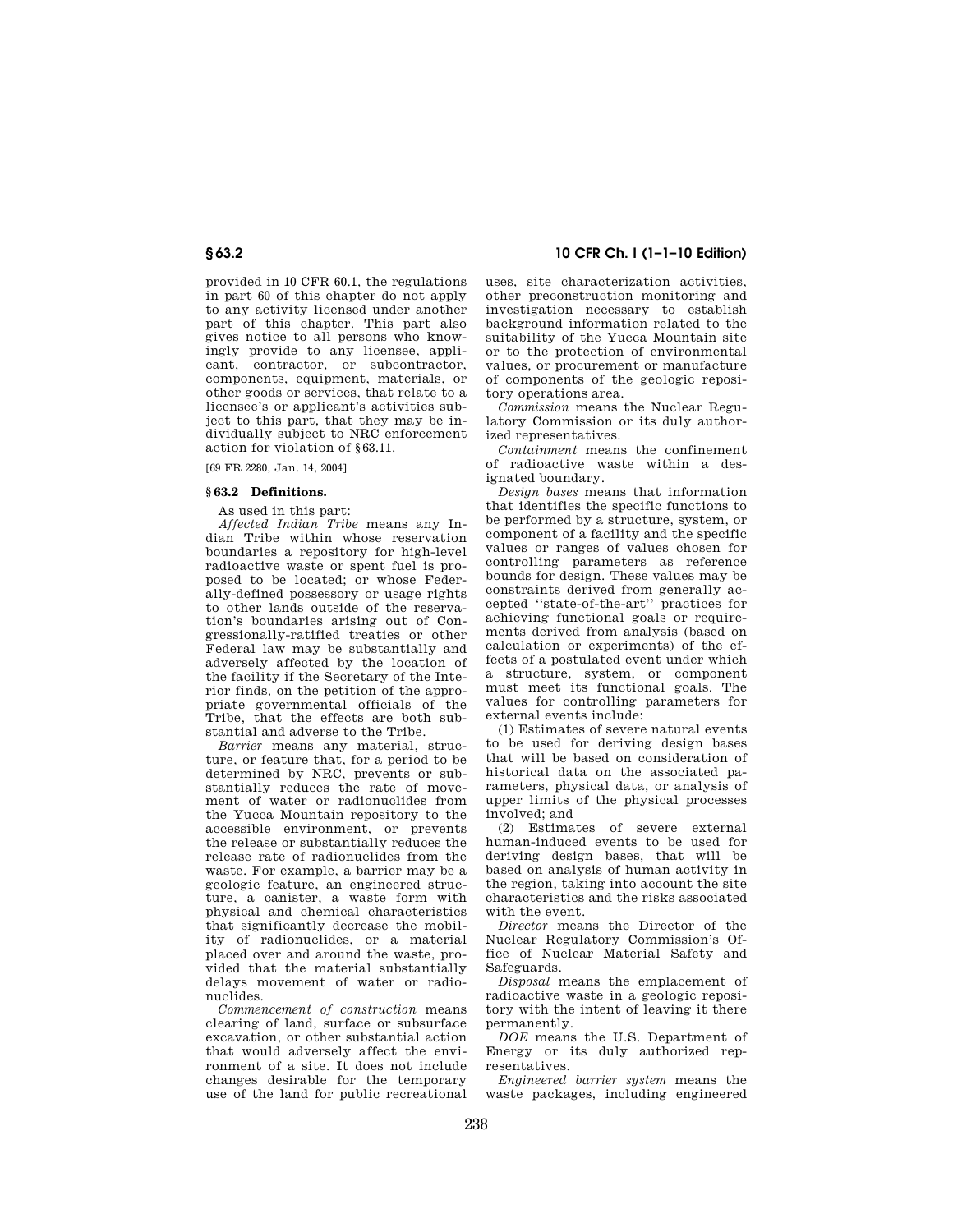provided in 10 CFR 60.1, the regulations in part 60 of this chapter do not apply to any activity licensed under another part of this chapter. This part also gives notice to all persons who knowingly provide to any licensee, applicant, contractor, or subcontractor, components, equipment, materials, or other goods or services, that relate to a licensee's or applicant's activities subject to this part, that they may be individually subject to NRC enforcement action for violation of §63.11.

[69 FR 2280, Jan. 14, 2004]

## § 63.2 Definitions.

As used in this part:

*Affected Indian Tribe* means any Indian Tribe within whose reservation boundaries a repository for high-level radioactive waste or spent fuel is proposed to be located; or whose Federally-defined possessory or usage rights to other lands outside of the reservation's boundaries arising out of Congressionally-ratified treaties or other Federal law may be substantially and adversely affected by the location of the facility if the Secretary of the Interior finds, on the petition of the appropriate governmental officials of the Tribe, that the effects are both substantial and adverse to the Tribe.

*Barrier* means any material, structure, or feature that, for a period to be determined by NRC, prevents or substantially reduces the rate of movement of water or radionuclides from the Yucca Mountain repository to the accessible environment, or prevents the release or substantially reduces the release rate of radionuclides from the waste. For example, a barrier may be a geologic feature, an engineered structure, a canister, a waste form with physical and chemical characteristics that significantly decrease the mobility of radionuclides, or a material placed over and around the waste, provided that the material substantially delays movement of water or radionuclides.

*Commencement of construction* means clearing of land, surface or subsurface excavation, or other substantial action that would adversely affect the environment of a site. It does not include changes desirable for the temporary use of the land for public recreational uses, site characterization activities, other preconstruction monitoring and investigation necessary to establish background information related to the suitability of the Yucca Mountain site or to the protection of environmental values, or procurement or manufacture of components of the geologic repository operations area.

*Commission* means the Nuclear Regulatory Commission or its duly authorized representatives.

*Containment* means the confinement of radioactive waste within a designated boundary.

*Design bases* means that information that identifies the specific functions to be performed by a structure, system, or component of a facility and the specific values or ranges of values chosen for controlling parameters as reference bounds for design. These values may be constraints derived from generally accepted "state-of-the-art" practices for achieving functional goals or requirements derived from analysis (based on calculation or experiments) of the effects of a postulated event under which a structure, system, or component must meet its functional goals. The values for controlling parameters for external events include:

(1) Estimates of severe natural events to be used for deriving design bases that will be based on consideration of historical data on the associated parameters, physical data, or analysis of upper limits of the physical processes involved; and

(2) Estimates of severe external human-induced events to be used for deriving design bases, that will be based on analysis of human activity in the region, taking into account the site characteristics and the risks associated with the event.

*Director* means the Director of the Nuclear Regulatory Commission's Office of Nuclear Material Safety and Safeguards.

*Disposal* means the emplacement of radioactive waste in a geologic repository with the intent of leaving it there permanently.

*DOE* means the U.S. Department of Energy or its duly authorized representatives.

*Engineered barrier system* means the waste packages, including engineered